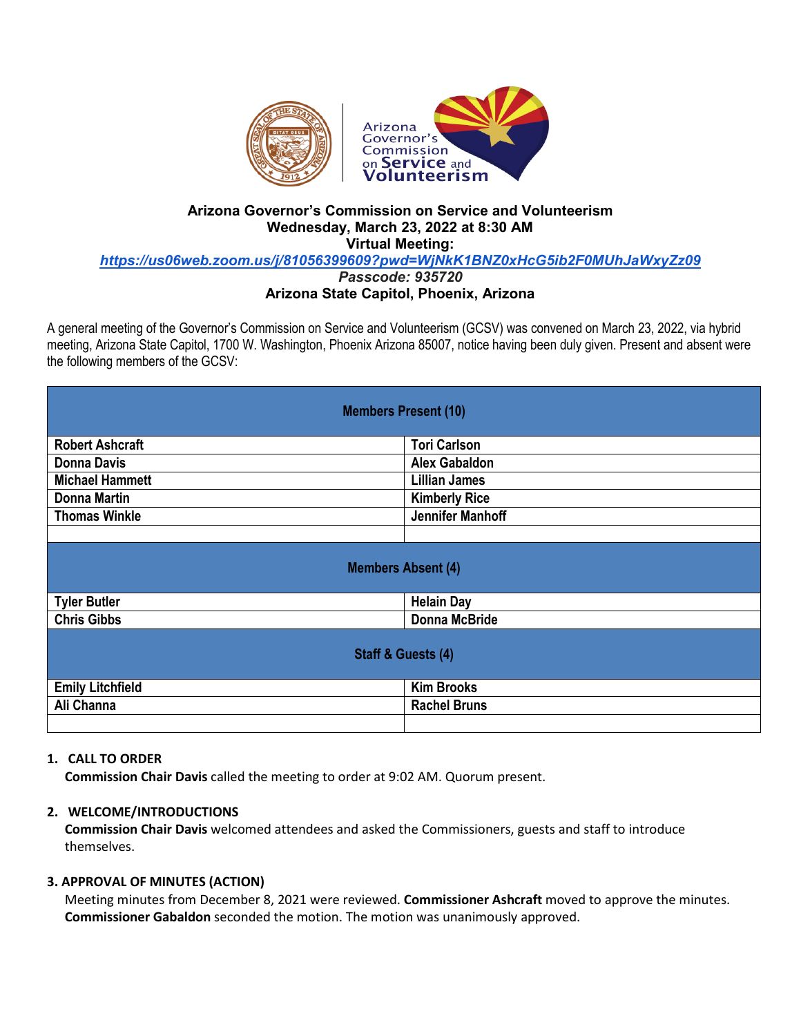**Arizona Governor's Commission on Service and Volunteerism**
**Wednesday, March 23, 2022 at 8:30 AM**
**Virtual Meeting:**
***https://us06web.zoom.us/j/81056399609?pwd=WjNkK1BNZ0xHcG5ib2F0MUhJaWxyZz09***
***Passcode: 935720***
**Arizona State Capitol, Phoenix, Arizona**

A general meeting of the Governor's Commission on Service and Volunteerism (GCSV) was convened on March 23, 2022, via hybrid meeting, Arizona State Capitol, 1700 W. Washington, Phoenix Arizona 85007, notice having been duly given. Present and absent were the following members of the GCSV:

| Members Present (10) | |
|---|---|
| Robert Ashcraft | Tori Carlson |
| Donna Davis | Alex Gabaldon |
| Michael Hammett | Lillian James |
| Donna Martin | Kimberly Rice |
| Thomas Winkle | Jennifer Manhoff |
| | |
| **Members Absent (4)** | |
| Tyler Butler | Helain Day |
| Chris Gibbs | Donna McBride |
| **Staff & Guests (4)** | |
| Emily Litchfield | Kim Brooks |
| Ali Channa | Rachel Bruns |
| | |

**1. CALL TO ORDER**

**Commission Chair Davis** called the meeting to order at 9:02 AM. Quorum present.

**2. WELCOME/INTRODUCTIONS**

**Commission Chair Davis** welcomed attendees and asked the Commissioners, guests and staff to introduce themselves.

**3. APPROVAL OF MINUTES (ACTION)**

Meeting minutes from December 8, 2021 were reviewed. **Commissioner Ashcraft** moved to approve the minutes. **Commissioner Gabaldon** seconded the motion. The motion was unanimously approved.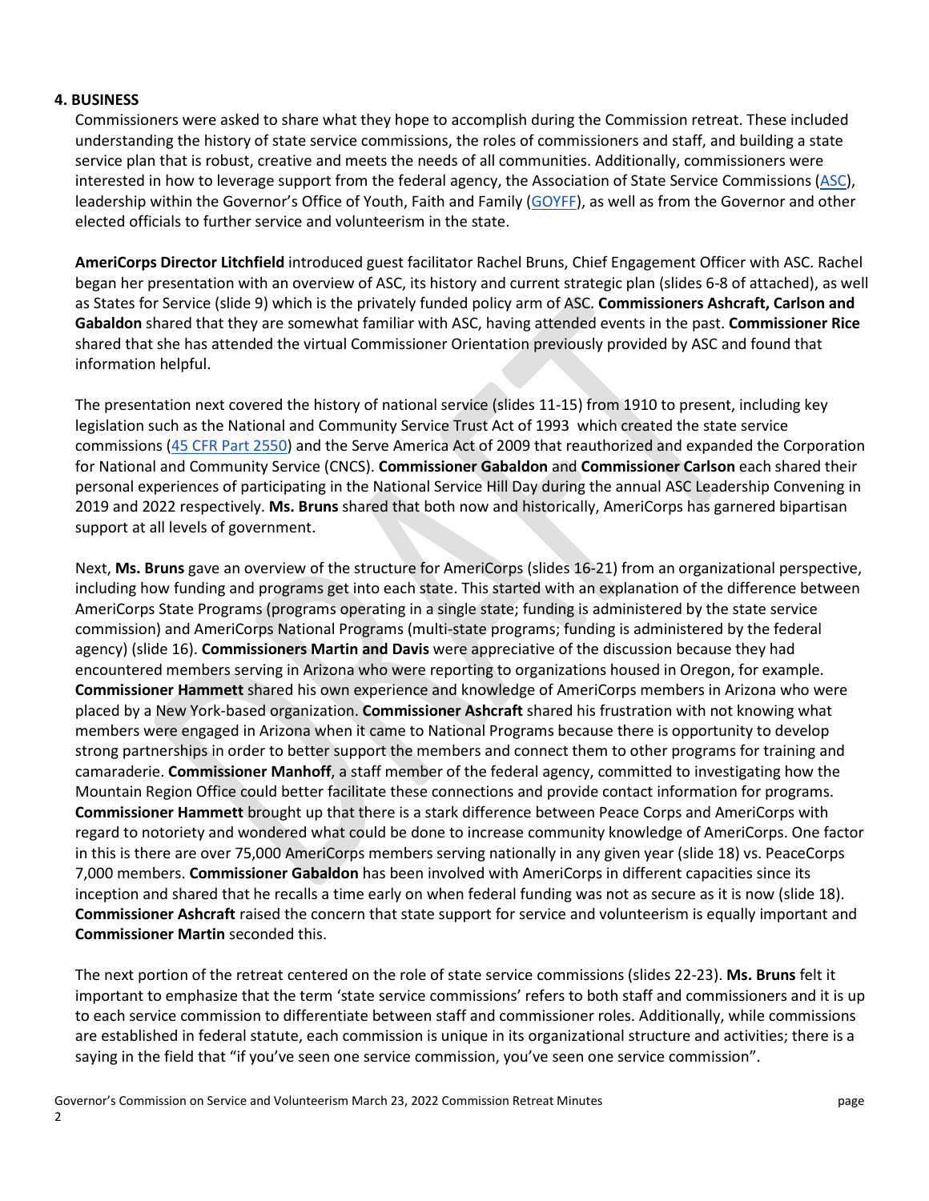## 4. BUSINESS

Commissioners were asked to share what they hope to accomplish during the Commission retreat. These included understanding the history of state service commissions, the roles of commissioners and staff, and building a state service plan that is robust, creative and meets the needs of all communities. Additionally, commissioners were interested in how to leverage support from the federal agency, the Association of State Service Commissions (ASC), leadership within the Governor's Office of Youth, Faith and Family (GOYFF), as well as from the Governor and other elected officials to further service and volunteerism in the state.

**AmeriCorps Director Litchfield** introduced guest facilitator Rachel Bruns, Chief Engagement Officer with ASC. Rachel began her presentation with an overview of ASC, its history and current strategic plan (slides 6-8 of attached), as well as States for Service (slide 9) which is the privately funded policy arm of ASC. **Commissioners Ashcraft, Carlson and Gabaldon** shared that they are somewhat familiar with ASC, having attended events in the past. **Commissioner Rice** shared that she has attended the virtual Commissioner Orientation previously provided by ASC and found that information helpful.

The presentation next covered the history of national service (slides 11-15) from 1910 to present, including key legislation such as the National and Community Service Trust Act of 1993 which created the state service commissions (45 CFR Part 2550) and the Serve America Act of 2009 that reauthorized and expanded the Corporation for National and Community Service (CNCS). **Commissioner Gabaldon** and **Commissioner Carlson** each shared their personal experiences of participating in the National Service Hill Day during the annual ASC Leadership Convening in 2019 and 2022 respectively. **Ms. Bruns** shared that both now and historically, AmeriCorps has garnered bipartisan support at all levels of government.

Next, **Ms. Bruns** gave an overview of the structure for AmeriCorps (slides 16-21) from an organizational perspective, including how funding and programs get into each state. This started with an explanation of the difference between AmeriCorps State Programs (programs operating in a single state; funding is administered by the state service commission) and AmeriCorps National Programs (multi-state programs; funding is administered by the federal agency) (slide 16). **Commissioners Martin and Davis** were appreciative of the discussion because they had encountered members serving in Arizona who were reporting to organizations housed in Oregon, for example. **Commissioner Hammett** shared his own experience and knowledge of AmeriCorps members in Arizona who were placed by a New York-based organization. **Commissioner Ashcraft** shared his frustration with not knowing what members were engaged in Arizona when it came to National Programs because there is opportunity to develop strong partnerships in order to better support the members and connect them to other programs for training and camaraderie. **Commissioner Manhoff**, a staff member of the federal agency, committed to investigating how the Mountain Region Office could better facilitate these connections and provide contact information for programs. **Commissioner Hammett** brought up that there is a stark difference between Peace Corps and AmeriCorps with regard to notoriety and wondered what could be done to increase community knowledge of AmeriCorps. One factor in this is there are over 75,000 AmeriCorps members serving nationally in any given year (slide 18) vs. PeaceCorps 7,000 members. **Commissioner Gabaldon** has been involved with AmeriCorps in different capacities since its inception and shared that he recalls a time early on when federal funding was not as secure as it is now (slide 18). **Commissioner Ashcraft** raised the concern that state support for service and volunteerism is equally important and **Commissioner Martin** seconded this.

The next portion of the retreat centered on the role of state service commissions (slides 22-23). **Ms. Bruns** felt it important to emphasize that the term 'state service commissions' refers to both staff and commissioners and it is up to each service commission to differentiate between staff and commissioner roles. Additionally, while commissions are established in federal statute, each commission is unique in its organizational structure and activities; there is a saying in the field that "if you've seen one service commission, you've seen one service commission".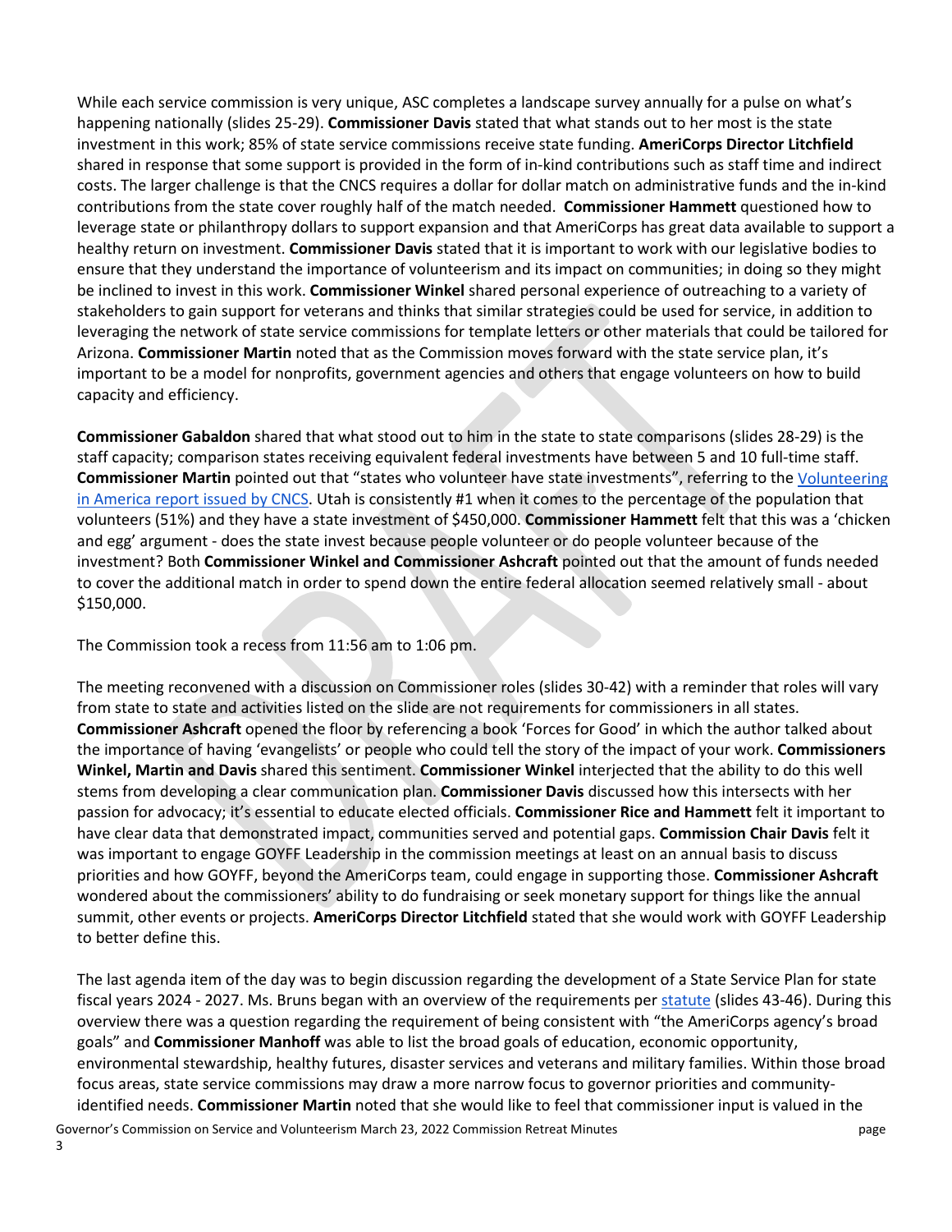While each service commission is very unique, ASC completes a landscape survey annually for a pulse on what's happening nationally (slides 25-29). **Commissioner Davis** stated that what stands out to her most is the state investment in this work; 85% of state service commissions receive state funding. **AmeriCorps Director Litchfield** shared in response that some support is provided in the form of in-kind contributions such as staff time and indirect costs. The larger challenge is that the CNCS requires a dollar for dollar match on administrative funds and the in-kind contributions from the state cover roughly half of the match needed. **Commissioner Hammett** questioned how to leverage state or philanthropy dollars to support expansion and that AmeriCorps has great data available to support a healthy return on investment. **Commissioner Davis** stated that it is important to work with our legislative bodies to ensure that they understand the importance of volunteerism and its impact on communities; in doing so they might be inclined to invest in this work. **Commissioner Winkel** shared personal experience of outreaching to a variety of stakeholders to gain support for veterans and thinks that similar strategies could be used for service, in addition to leveraging the network of state service commissions for template letters or other materials that could be tailored for Arizona. **Commissioner Martin** noted that as the Commission moves forward with the state service plan, it's important to be a model for nonprofits, government agencies and others that engage volunteers on how to build capacity and efficiency.

**Commissioner Gabaldon** shared that what stood out to him in the state to state comparisons (slides 28-29) is the staff capacity; comparison states receiving equivalent federal investments have between 5 and 10 full-time staff. **Commissioner Martin** pointed out that "states who volunteer have state investments", referring to the Volunteering in America report issued by CNCS. Utah is consistently #1 when it comes to the percentage of the population that volunteers (51%) and they have a state investment of $450,000. **Commissioner Hammett** felt that this was a 'chicken and egg' argument - does the state invest because people volunteer or do people volunteer because of the investment? Both **Commissioner Winkel and Commissioner Ashcraft** pointed out that the amount of funds needed to cover the additional match in order to spend down the entire federal allocation seemed relatively small - about $150,000.

The Commission took a recess from 11:56 am to 1:06 pm.

The meeting reconvened with a discussion on Commissioner roles (slides 30-42) with a reminder that roles will vary from state to state and activities listed on the slide are not requirements for commissioners in all states. **Commissioner Ashcraft** opened the floor by referencing a book 'Forces for Good' in which the author talked about the importance of having 'evangelists' or people who could tell the story of the impact of your work. **Commissioners Winkel, Martin and Davis** shared this sentiment. **Commissioner Winkel** interjected that the ability to do this well stems from developing a clear communication plan. **Commissioner Davis** discussed how this intersects with her passion for advocacy; it's essential to educate elected officials. **Commissioner Rice and Hammett** felt it important to have clear data that demonstrated impact, communities served and potential gaps. **Commission Chair Davis** felt it was important to engage GOYFF Leadership in the commission meetings at least on an annual basis to discuss priorities and how GOYFF, beyond the AmeriCorps team, could engage in supporting those. **Commissioner Ashcraft** wondered about the commissioners' ability to do fundraising or seek monetary support for things like the annual summit, other events or projects. **AmeriCorps Director Litchfield** stated that she would work with GOYFF Leadership to better define this.

The last agenda item of the day was to begin discussion regarding the development of a State Service Plan for state fiscal years 2024 - 2027. Ms. Bruns began with an overview of the requirements per statute (slides 43-46). During this overview there was a question regarding the requirement of being consistent with "the AmeriCorps agency's broad goals" and **Commissioner Manhoff** was able to list the broad goals of education, economic opportunity, environmental stewardship, healthy futures, disaster services and veterans and military families. Within those broad focus areas, state service commissions may draw a more narrow focus to governor priorities and community-identified needs. **Commissioner Martin** noted that she would like to feel that commissioner input is valued in the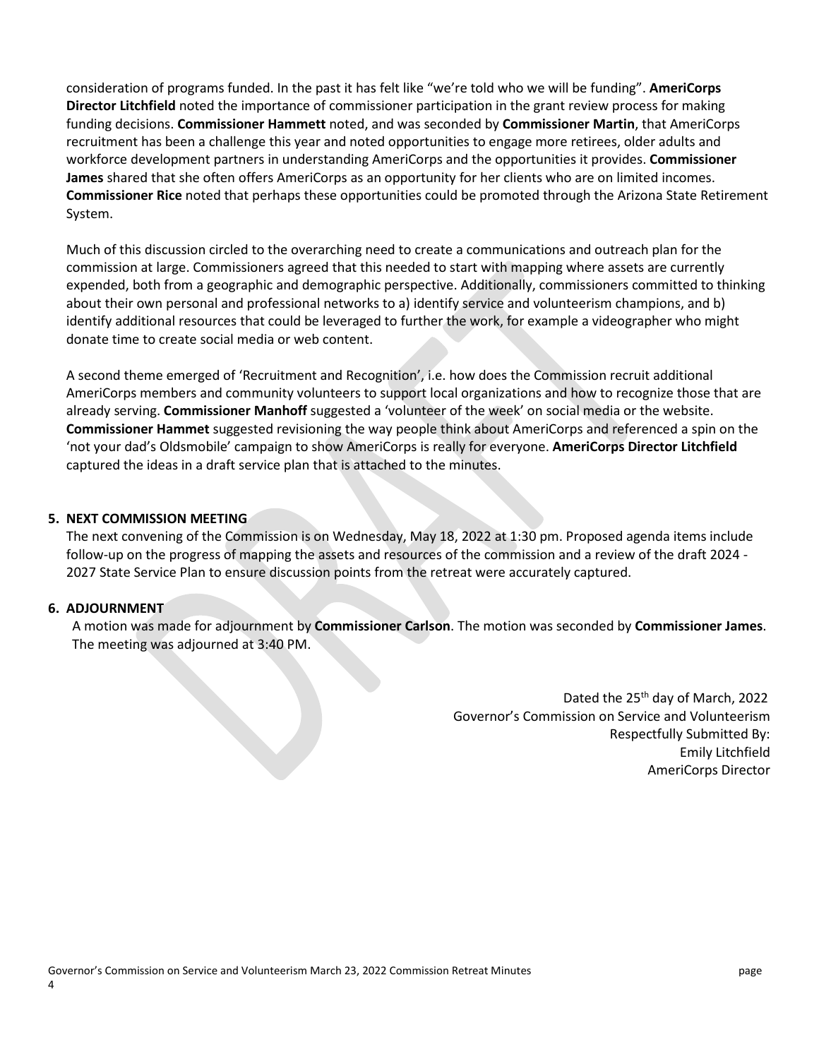consideration of programs funded. In the past it has felt like "we're told who we will be funding". **AmeriCorps Director Litchfield** noted the importance of commissioner participation in the grant review process for making funding decisions. **Commissioner Hammett** noted, and was seconded by **Commissioner Martin**, that AmeriCorps recruitment has been a challenge this year and noted opportunities to engage more retirees, older adults and workforce development partners in understanding AmeriCorps and the opportunities it provides. **Commissioner James** shared that she often offers AmeriCorps as an opportunity for her clients who are on limited incomes. **Commissioner Rice** noted that perhaps these opportunities could be promoted through the Arizona State Retirement System.

Much of this discussion circled to the overarching need to create a communications and outreach plan for the commission at large. Commissioners agreed that this needed to start with mapping where assets are currently expended, both from a geographic and demographic perspective. Additionally, commissioners committed to thinking about their own personal and professional networks to a) identify service and volunteerism champions, and b) identify additional resources that could be leveraged to further the work, for example a videographer who might donate time to create social media or web content.

A second theme emerged of 'Recruitment and Recognition', i.e. how does the Commission recruit additional AmeriCorps members and community volunteers to support local organizations and how to recognize those that are already serving. **Commissioner Manhoff** suggested a 'volunteer of the week' on social media or the website. **Commissioner Hammet** suggested revisioning the way people think about AmeriCorps and referenced a spin on the 'not your dad's Oldsmobile' campaign to show AmeriCorps is really for everyone. **AmeriCorps Director Litchfield** captured the ideas in a draft service plan that is attached to the minutes.

## 5. NEXT COMMISSION MEETING

The next convening of the Commission is on Wednesday, May 18, 2022 at 1:30 pm. Proposed agenda items include follow-up on the progress of mapping the assets and resources of the commission and a review of the draft 2024 - 2027 State Service Plan to ensure discussion points from the retreat were accurately captured.

## 6. ADJOURNMENT

A motion was made for adjournment by **Commissioner Carlson**. The motion was seconded by **Commissioner James**. The meeting was adjourned at 3:40 PM.

Dated the 25th day of March, 2022
Governor's Commission on Service and Volunteerism
Respectfully Submitted By:
Emily Litchfield
AmeriCorps Director